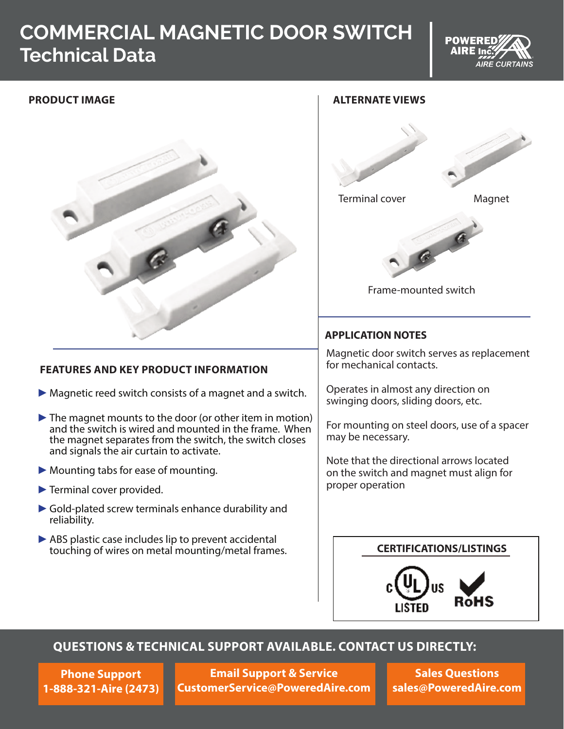# COMMERCIAL MAGNETIC DOOR SWITCH
## Technical Data

POWERED AIRE Inc. AIRE CURTAINS

### PRODUCT IMAGE

### ALTERNATE VIEWS

Terminal cover

Magnet

Frame-mounted switch

### FEATURES AND KEY PRODUCT INFORMATION

- ▶ Magnetic reed switch consists of a magnet and a switch.
- ▶ The magnet mounts to the door (or other item in motion) and the switch is wired and mounted in the frame. When the magnet separates from the switch, the switch closes and signals the air curtain to activate.
- ▶ Mounting tabs for ease of mounting.
- ▶ Terminal cover provided.
- ▶ Gold-plated screw terminals enhance durability and reliability.
- ▶ ABS plastic case includes lip to prevent accidental touching of wires on metal mounting/metal frames.

### APPLICATION NOTES

Magnetic door switch serves as replacement for mechanical contacts.

Operates in almost any direction on swinging doors, sliding doors, etc.

For mounting on steel doors, use of a spacer may be necessary.

Note that the directional arrows located on the switch and magnet must align for proper operation

### CERTIFICATIONS/LISTINGS

c UL us LISTED

RoHS

### QUESTIONS & TECHNICAL SUPPORT AVAILABLE. CONTACT US DIRECTLY:

**Phone Support**
**1-888-321-Aire (2473)**

**Email Support & Service**
**CustomerService@PoweredAire.com**

**Sales Questions**
**sales@PoweredAire.com**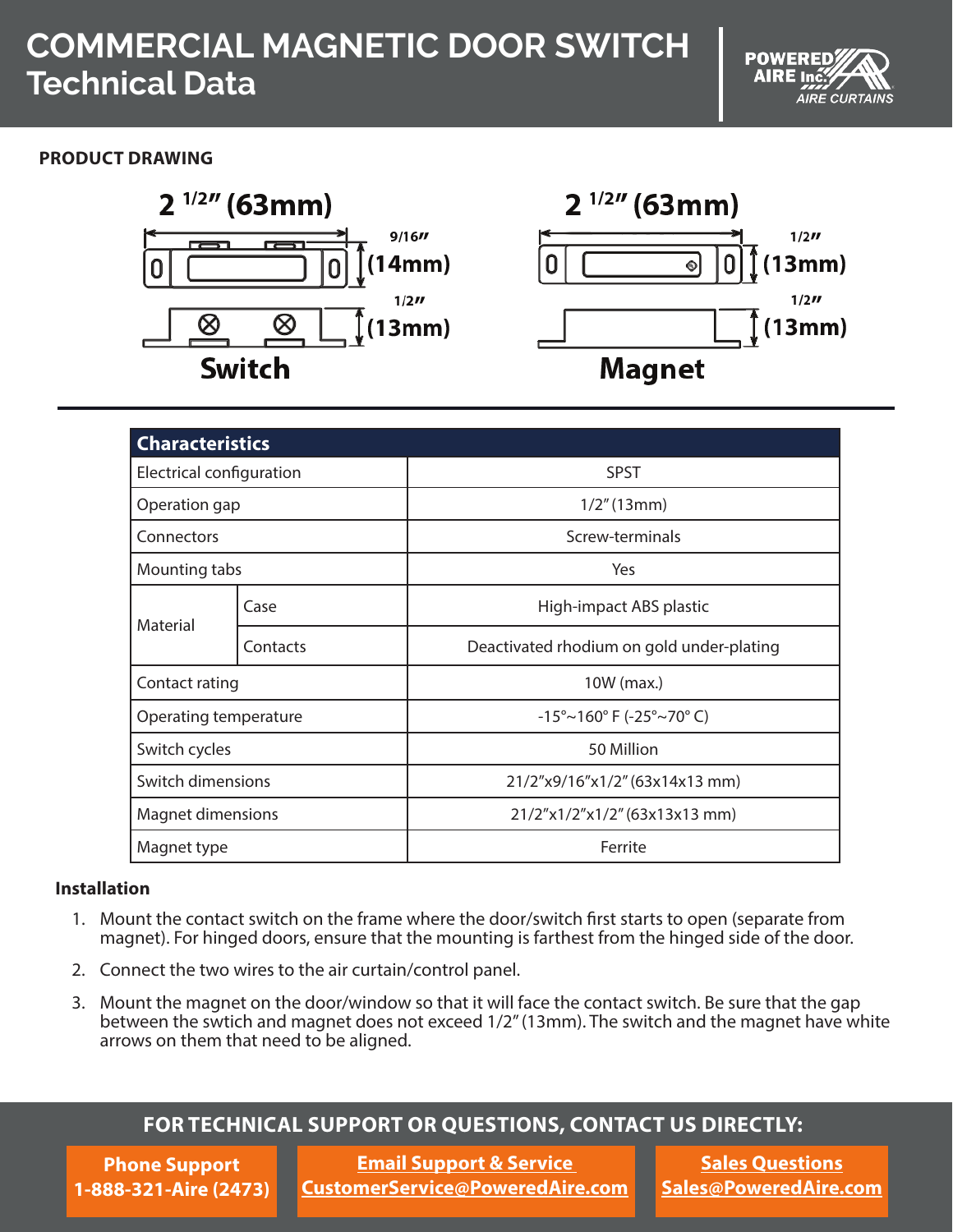# COMMERCIAL MAGNETIC DOOR SWITCH
## Technical Data

POWERED AIRE Inc. AIRE CURTAINS

**PRODUCT DRAWING**

2 1/2″ (63mm)

9/16″ (14mm)

1/2″ (13mm)

Switch

2 1/2″ (63mm)

1/2″ (13mm)

1/2″ (13mm)

Magnet

| Characteristics | | |
|---|---|---|
| Electrical configuration | | SPST |
| Operation gap | | 1/2″ (13mm) |
| Connectors | | Screw-terminals |
| Mounting tabs | | Yes |
| Material | Case | High-impact ABS plastic |
| | Contacts | Deactivated rhodium on gold under-plating |
| Contact rating | | 10W (max.) |
| Operating temperature | | -15°~160° F (-25°~70° C) |
| Switch cycles | | 50 Million |
| Switch dimensions | | 21/2″x9/16″x1/2″ (63x14x13 mm) |
| Magnet dimensions | | 21/2″x1/2″x1/2″ (63x13x13 mm) |
| Magnet type | | Ferrite |

**Installation**

1. Mount the contact switch on the frame where the door/switch first starts to open (separate from magnet). For hinged doors, ensure that the mounting is farthest from the hinged side of the door.
2. Connect the two wires to the air curtain/control panel.
3. Mount the magnet on the door/window so that it will face the contact switch. Be sure that the gap between the swtich and magnet does not exceed 1/2″ (13mm). The switch and the magnet have white arrows on them that need to be aligned.

**FOR TECHNICAL SUPPORT OR QUESTIONS, CONTACT US DIRECTLY:**

**Phone Support**
**1-888-321-Aire (2473)**

**Email Support & Service**
**CustomerService@PoweredAire.com**

**Sales Questions**
**Sales@PoweredAire.com**